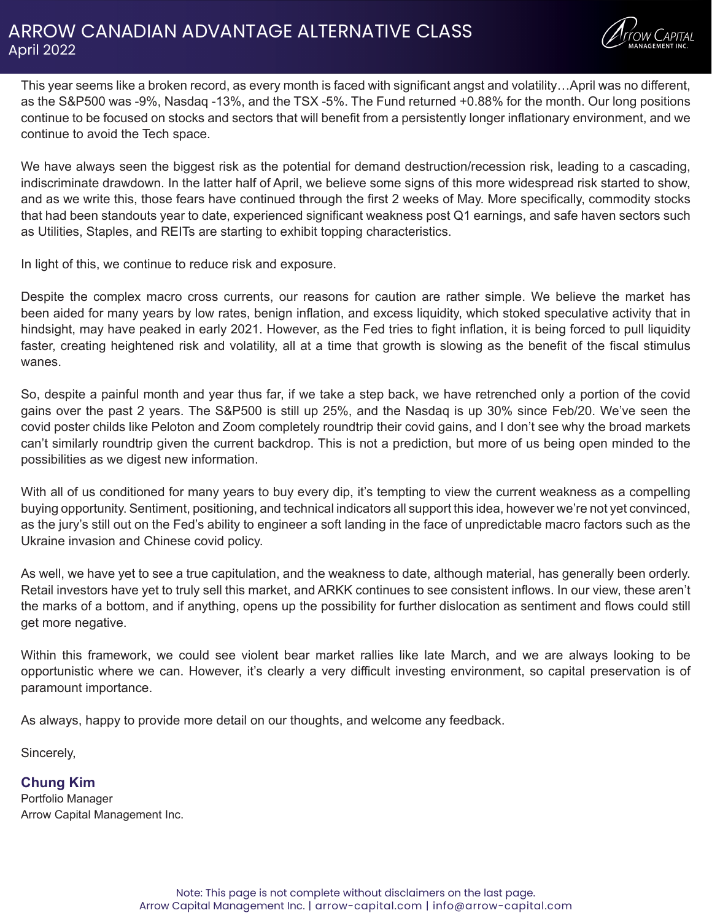# ARROW CANADIAN ADVANTAGE ALTERNATIVE CLASS

April 2022

This year seems like a broken record, as every month is faced with significant angst and volatility…April was no different, as the S&P500 was -9%, Nasdaq -13%, and the TSX -5%. The Fund returned +0.88% for the month. Our long positions continue to be focused on stocks and sectors that will benefit from a persistently longer inflationary environment, and we continue to avoid the Tech space.

We have always seen the biggest risk as the potential for demand destruction/recession risk, leading to a cascading, indiscriminate drawdown. In the latter half of April, we believe some signs of this more widespread risk started to show, and as we write this, those fears have continued through the first 2 weeks of May. More specifically, commodity stocks that had been standouts year to date, experienced significant weakness post Q1 earnings, and safe haven sectors such as Utilities, Staples, and REITs are starting to exhibit topping characteristics.

In light of this, we continue to reduce risk and exposure.

Despite the complex macro cross currents, our reasons for caution are rather simple. We believe the market has been aided for many years by low rates, benign inflation, and excess liquidity, which stoked speculative activity that in hindsight, may have peaked in early 2021. However, as the Fed tries to fight inflation, it is being forced to pull liquidity faster, creating heightened risk and volatility, all at a time that growth is slowing as the benefit of the fiscal stimulus wanes.

So, despite a painful month and year thus far, if we take a step back, we have retrenched only a portion of the covid gains over the past 2 years. The S&P500 is still up 25%, and the Nasdaq is up 30% since Feb/20. We've seen the covid poster childs like Peloton and Zoom completely roundtrip their covid gains, and I don't see why the broad markets can't similarly roundtrip given the current backdrop. This is not a prediction, but more of us being open minded to the possibilities as we digest new information.

With all of us conditioned for many years to buy every dip, it's tempting to view the current weakness as a compelling buying opportunity. Sentiment, positioning, and technical indicators all support this idea, however we're not yet convinced, as the jury's still out on the Fed's ability to engineer a soft landing in the face of unpredictable macro factors such as the Ukraine invasion and Chinese covid policy.

As well, we have yet to see a true capitulation, and the weakness to date, although material, has generally been orderly. Retail investors have yet to truly sell this market, and ARKK continues to see consistent inflows. In our view, these aren't the marks of a bottom, and if anything, opens up the possibility for further dislocation as sentiment and flows could still get more negative.

Within this framework, we could see violent bear market rallies like late March, and we are always looking to be opportunistic where we can. However, it's clearly a very difficult investing environment, so capital preservation is of paramount importance.

As always, happy to provide more detail on our thoughts, and welcome any feedback.

Sincerely,

**Chung Kim**
Portfolio Manager
Arrow Capital Management Inc.

Note: This page is not complete without disclaimers on the last page.
Arrow Capital Management Inc. | arrow-capital.com | info@arrow-capital.com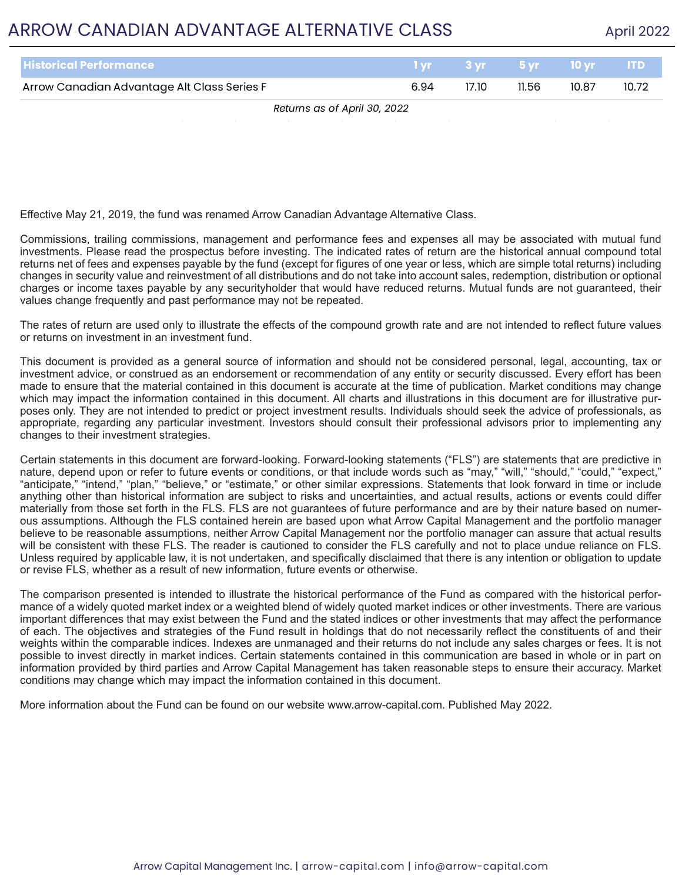# ARROW CANADIAN ADVANTAGE ALTERNATIVE CLASS

April 2022

| Historical Performance | 1 yr | 3 yr | 5 yr | 10 yr | ITD |
|---|---|---|---|---|---|
| Arrow Canadian Advantage Alt Class Series F | 6.94 | 17.10 | 11.56 | 10.87 | 10.72 |

*Returns as of April 30, 2022*

Effective May 21, 2019, the fund was renamed Arrow Canadian Advantage Alternative Class.

Commissions, trailing commissions, management and performance fees and expenses all may be associated with mutual fund investments. Please read the prospectus before investing. The indicated rates of return are the historical annual compound total returns net of fees and expenses payable by the fund (except for figures of one year or less, which are simple total returns) including changes in security value and reinvestment of all distributions and do not take into account sales, redemption, distribution or optional charges or income taxes payable by any securityholder that would have reduced returns. Mutual funds are not guaranteed, their values change frequently and past performance may not be repeated.

The rates of return are used only to illustrate the effects of the compound growth rate and are not intended to reflect future values or returns on investment in an investment fund.

This document is provided as a general source of information and should not be considered personal, legal, accounting, tax or investment advice, or construed as an endorsement or recommendation of any entity or security discussed. Every effort has been made to ensure that the material contained in this document is accurate at the time of publication. Market conditions may change which may impact the information contained in this document. All charts and illustrations in this document are for illustrative purposes only. They are not intended to predict or project investment results. Individuals should seek the advice of professionals, as appropriate, regarding any particular investment. Investors should consult their professional advisors prior to implementing any changes to their investment strategies.

Certain statements in this document are forward-looking. Forward-looking statements ("FLS") are statements that are predictive in nature, depend upon or refer to future events or conditions, or that include words such as "may," "will," "should," "could," "expect," "anticipate," "intend," "plan," "believe," or "estimate," or other similar expressions. Statements that look forward in time or include anything other than historical information are subject to risks and uncertainties, and actual results, actions or events could differ materially from those set forth in the FLS. FLS are not guarantees of future performance and are by their nature based on numerous assumptions. Although the FLS contained herein are based upon what Arrow Capital Management and the portfolio manager believe to be reasonable assumptions, neither Arrow Capital Management nor the portfolio manager can assure that actual results will be consistent with these FLS. The reader is cautioned to consider the FLS carefully and not to place undue reliance on FLS. Unless required by applicable law, it is not undertaken, and specifically disclaimed that there is any intention or obligation to update or revise FLS, whether as a result of new information, future events or otherwise.

The comparison presented is intended to illustrate the historical performance of the Fund as compared with the historical performance of a widely quoted market index or a weighted blend of widely quoted market indices or other investments. There are various important differences that may exist between the Fund and the stated indices or other investments that may affect the performance of each. The objectives and strategies of the Fund result in holdings that do not necessarily reflect the constituents of and their weights within the comparable indices. Indexes are unmanaged and their returns do not include any sales charges or fees. It is not possible to invest directly in market indices. Certain statements contained in this communication are based in whole or in part on information provided by third parties and Arrow Capital Management has taken reasonable steps to ensure their accuracy. Market conditions may change which may impact the information contained in this document.

More information about the Fund can be found on our website www.arrow-capital.com. Published May 2022.

Arrow Capital Management Inc. | arrow-capital.com | info@arrow-capital.com